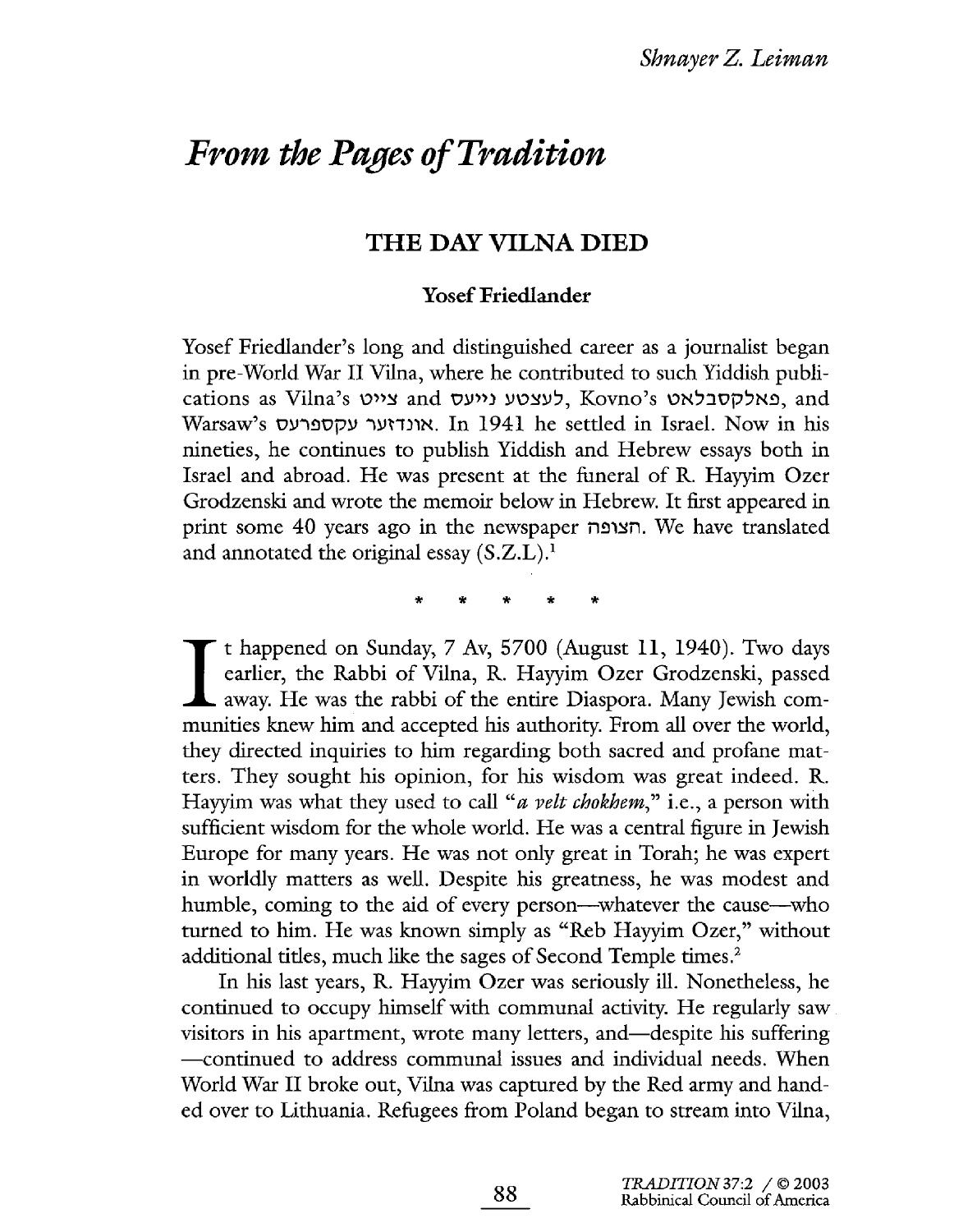# From the Pages of Tradition

## THE DAY VILNA DIED

### Yosef Friedlander

Yosef Friedlander's long and distinguished career as a journalist began in pre-World War II Vilna, where he contributed to such Yiddish publications as Vilna's צייט and לעצטע נייעס, Kovno's פאלקסבלאט, and Warsaw's אונדזער עקספרעס. In 1941 he settled in Israel. Now in his nineties, he continues to publish Yiddish and Hebrew essays both in Israel and abroad. He was present at the funeral of R. Hayyim Ozer Grodzenski and wrote the memoir below in Hebrew. It first appeared in print some 40 years ago in the newspaper הצופה. We have translated and annotated the original essay (S.Z.L).[1]

\* \* \* \* \*

It happened on Sunday, 7 Av, 5700 (August 11, 1940). Two days earlier, the Rabbi of Vilna, R. Hayyim Ozer Grodzenski, passed away. He was the rabbi of the entire Diaspora. Many Jewish communities knew him and accepted his authority. From all over the world, they directed inquiries to him regarding both sacred and profane matters. They sought his opinion, for his wisdom was great indeed. R. Hayyim was what they used to call "*a velt chokhem*," i.e., a person with sufficient wisdom for the whole world. He was a central figure in Jewish Europe for many years. He was not only great in Torah; he was expert in worldly matters as well. Despite his greatness, he was modest and humble, coming to the aid of every person—whatever the cause—who turned to him. He was known simply as "Reb Hayyim Ozer," without additional titles, much like the sages of Second Temple times.[2]

In his last years, R. Hayyim Ozer was seriously ill. Nonetheless, he continued to occupy himself with communal activity. He regularly saw visitors in his apartment, wrote many letters, and—despite his suffering—continued to address communal issues and individual needs. When World War II broke out, Vilna was captured by the Red army and handed over to Lithuania. Refugees from Poland began to stream into Vilna,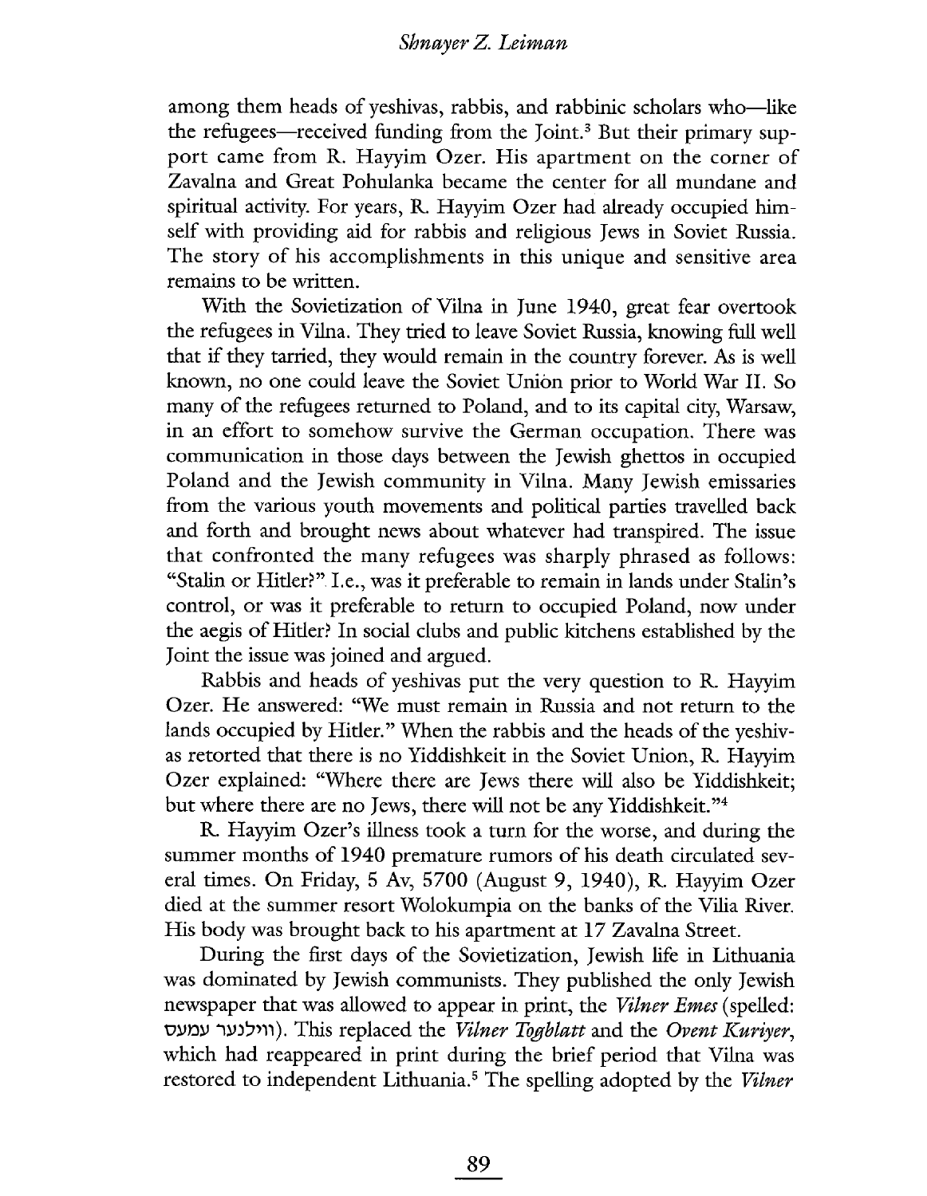among them heads of yeshivas, rabbis, and rabbinic scholars who—like the refugees—received funding from the Joint.[3] But their primary support came from R. Hayyim Ozer. His apartment on the corner of Zavalna and Great Pohulanka became the center for all mundane and spiritual activity. For years, R. Hayyim Ozer had already occupied himself with providing aid for rabbis and religious Jews in Soviet Russia. The story of his accomplishments in this unique and sensitive area remains to be written.

With the Sovietization of Vilna in June 1940, great fear overtook the refugees in Vilna. They tried to leave Soviet Russia, knowing full well that if they tarried, they would remain in the country forever. As is well known, no one could leave the Soviet Union prior to World War II. So many of the refugees returned to Poland, and to its capital city, Warsaw, in an effort to somehow survive the German occupation. There was communication in those days between the Jewish ghettos in occupied Poland and the Jewish community in Vilna. Many Jewish emissaries from the various youth movements and political parties travelled back and forth and brought news about whatever had transpired. The issue that confronted the many refugees was sharply phrased as follows: "Stalin or Hitler?" I.e., was it preferable to remain in lands under Stalin's control, or was it preferable to return to occupied Poland, now under the aegis of Hitler? In social clubs and public kitchens established by the Joint the issue was joined and argued.

Rabbis and heads of yeshivas put the very question to R. Hayyim Ozer. He answered: "We must remain in Russia and not return to the lands occupied by Hitler." When the rabbis and the heads of the yeshivas retorted that there is no Yiddishkeit in the Soviet Union, R. Hayyim Ozer explained: "Where there are Jews there will also be Yiddishkeit; but where there are no Jews, there will not be any Yiddishkeit."[4]

R. Hayyim Ozer's illness took a turn for the worse, and during the summer months of 1940 premature rumors of his death circulated several times. On Friday, 5 Av, 5700 (August 9, 1940), R. Hayyim Ozer died at the summer resort Wolokumpia on the banks of the Vilia River. His body was brought back to his apartment at 17 Zavalna Street.

During the first days of the Sovietization, Jewish life in Lithuania was dominated by Jewish communists. They published the only Jewish newspaper that was allowed to appear in print, the *Vilner Emes* (spelled: ווילנער עמעס). This replaced the *Vilner Togblatt* and the *Ovent Kuriyer*, which had reappeared in print during the brief period that Vilna was restored to independent Lithuania.[5] The spelling adopted by the *Vilner*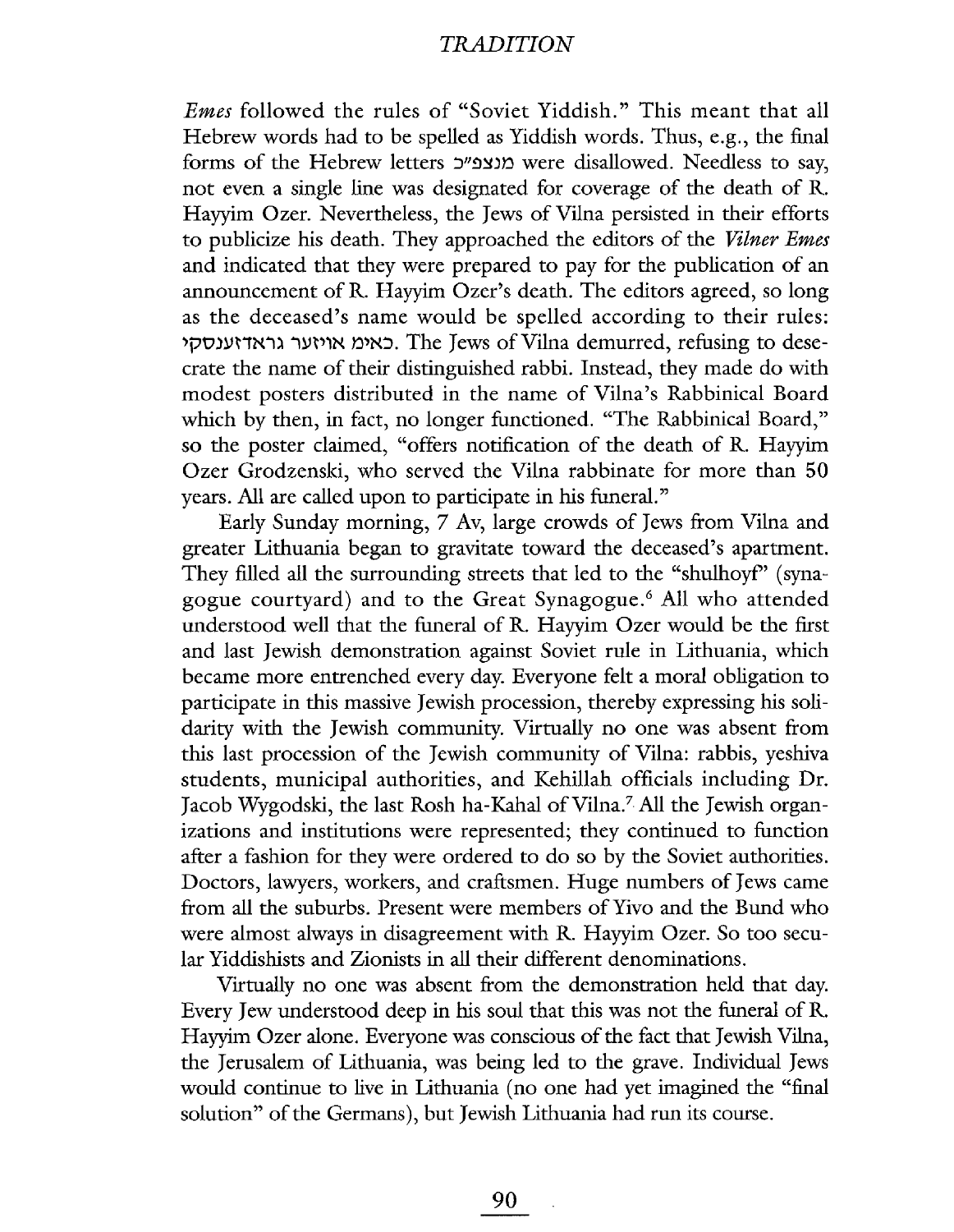*Emes* followed the rules of "Soviet Yiddish." This meant that all Hebrew words had to be spelled as Yiddish words. Thus, e.g., the final forms of the Hebrew letters מנצפ"כ were disallowed. Needless to say, not even a single line was designated for coverage of the death of R. Hayyim Ozer. Nevertheless, the Jews of Vilna persisted in their efforts to publicize his death. They approached the editors of the *Vilner Emes* and indicated that they were prepared to pay for the publication of an announcement of R. Hayyim Ozer's death. The editors agreed, so long as the deceased's name would be spelled according to their rules: כאימ אויזער גראדזענסקי. The Jews of Vilna demurred, refusing to desecrate the name of their distinguished rabbi. Instead, they made do with modest posters distributed in the name of Vilna's Rabbinical Board which by then, in fact, no longer functioned. "The Rabbinical Board," so the poster claimed, "offers notification of the death of R. Hayyim Ozer Grodzenski, who served the Vilna rabbinate for more than 50 years. All are called upon to participate in his funeral."

Early Sunday morning, 7 Av, large crowds of Jews from Vilna and greater Lithuania began to gravitate toward the deceased's apartment. They filled all the surrounding streets that led to the "shulhoyf" (synagogue courtyard) and to the Great Synagogue.[6] All who attended understood well that the funeral of R. Hayyim Ozer would be the first and last Jewish demonstration against Soviet rule in Lithuania, which became more entrenched every day. Everyone felt a moral obligation to participate in this massive Jewish procession, thereby expressing his solidarity with the Jewish community. Virtually no one was absent from this last procession of the Jewish community of Vilna: rabbis, yeshiva students, municipal authorities, and Kehillah officials including Dr. Jacob Wygodski, the last Rosh ha-Kahal of Vilna.[7] All the Jewish organizations and institutions were represented; they continued to function after a fashion for they were ordered to do so by the Soviet authorities. Doctors, lawyers, workers, and craftsmen. Huge numbers of Jews came from all the suburbs. Present were members of Yivo and the Bund who were almost always in disagreement with R. Hayyim Ozer. So too secular Yiddishists and Zionists in all their different denominations.

Virtually no one was absent from the demonstration held that day. Every Jew understood deep in his soul that this was not the funeral of R. Hayyim Ozer alone. Everyone was conscious of the fact that Jewish Vilna, the Jerusalem of Lithuania, was being led to the grave. Individual Jews would continue to live in Lithuania (no one had yet imagined the "final solution" of the Germans), but Jewish Lithuania had run its course.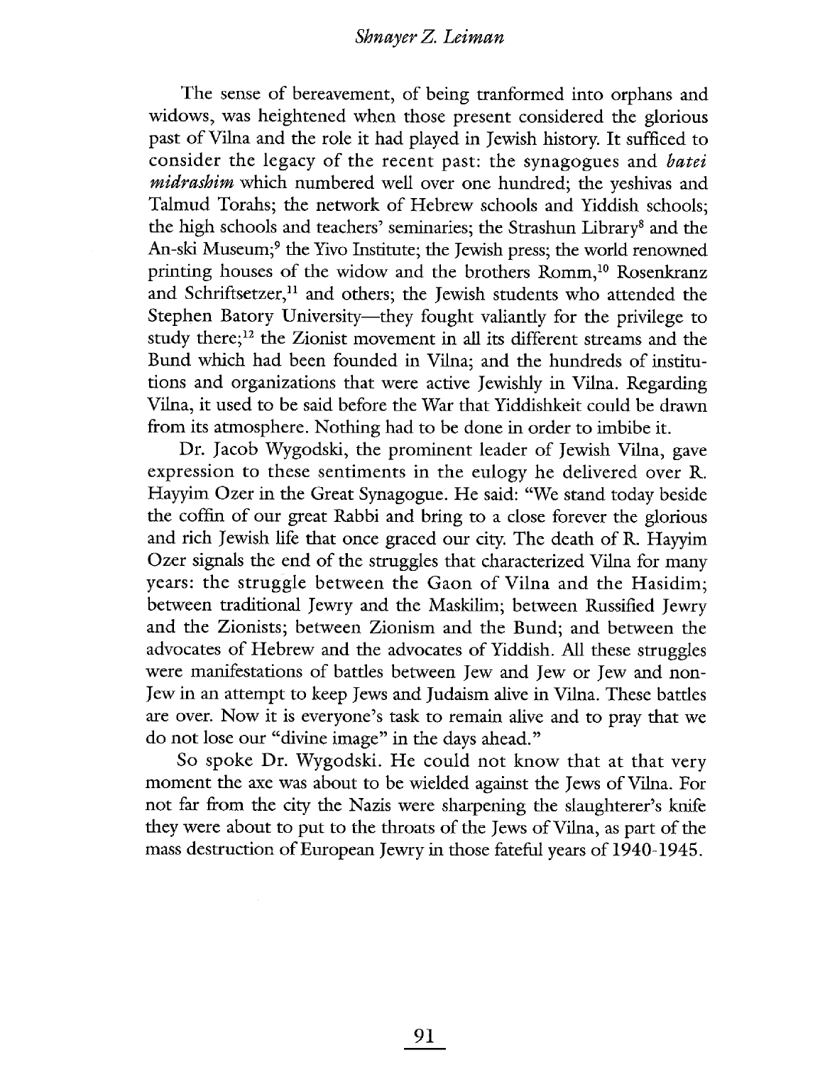The sense of bereavement, of being tranformed into orphans and widows, was heightened when those present considered the glorious past of Vilna and the role it had played in Jewish history. It sufficed to consider the legacy of the recent past: the synagogues and *batei midrashim* which numbered well over one hundred; the yeshivas and Talmud Torahs; the network of Hebrew schools and Yiddish schools; the high schools and teachers' seminaries; the Strashun Library[8] and the An-ski Museum;[9] the Yivo Institute; the Jewish press; the world renowned printing houses of the widow and the brothers Romm,[10] Rosenkranz and Schriftsetzer,[11] and others; the Jewish students who attended the Stephen Batory University—they fought valiantly for the privilege to study there;[12] the Zionist movement in all its different streams and the Bund which had been founded in Vilna; and the hundreds of institutions and organizations that were active Jewishly in Vilna. Regarding Vilna, it used to be said before the War that Yiddishkeit could be drawn from its atmosphere. Nothing had to be done in order to imbibe it.

Dr. Jacob Wygodski, the prominent leader of Jewish Vilna, gave expression to these sentiments in the eulogy he delivered over R. Hayyim Ozer in the Great Synagogue. He said: "We stand today beside the coffin of our great Rabbi and bring to a close forever the glorious and rich Jewish life that once graced our city. The death of R. Hayyim Ozer signals the end of the struggles that characterized Vilna for many years: the struggle between the Gaon of Vilna and the Hasidim; between traditional Jewry and the Maskilim; between Russified Jewry and the Zionists; between Zionism and the Bund; and between the advocates of Hebrew and the advocates of Yiddish. All these struggles were manifestations of battles between Jew and Jew or Jew and non-Jew in an attempt to keep Jews and Judaism alive in Vilna. These battles are over. Now it is everyone's task to remain alive and to pray that we do not lose our "divine image" in the days ahead."

So spoke Dr. Wygodski. He could not know that at that very moment the axe was about to be wielded against the Jews of Vilna. For not far from the city the Nazis were sharpening the slaughterer's knife they were about to put to the throats of the Jews of Vilna, as part of the mass destruction of European Jewry in those fateful years of 1940-1945.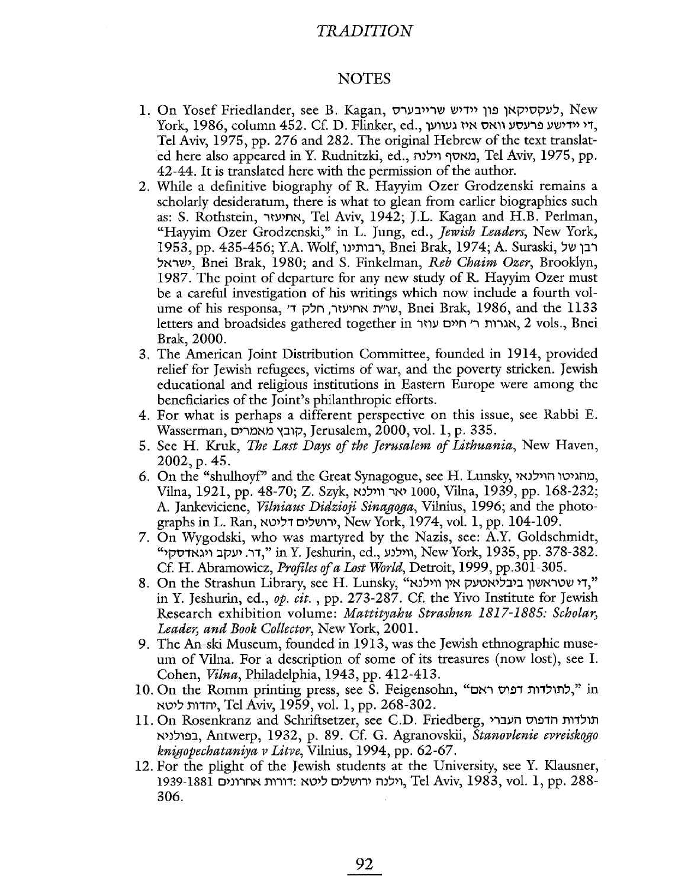## NOTES

1. On Yosef Friedlander, see B. Kagan, לעקסיקאן פון יידיש שרייבערס, New York, 1986, column 452. Cf. D. Flinker, ed., די יידישע פרעסע וואס איז געווען, Tel Aviv, 1975, pp. 276 and 282. The original Hebrew of the text translated here also appeared in Y. Rudnitzki, ed., מאסף ווילנה, Tel Aviv, 1975, pp. 42-44. It is translated here with the permission of the author.
2. While a definitive biography of R. Hayyim Ozer Grodzenski remains a scholarly desideratum, there is what to glean from earlier biographies such as: S. Rothstein, אחיעזר, Tel Aviv, 1942; J.L. Kagan and H.B. Perlman, "Hayyim Ozer Grodzenski," in L. Jung, ed., *Jewish Leaders*, New York, 1953, pp. 435-456; Y.A. Wolf, רבותינו, Bnei Brak, 1974; A. Suraski, רבן של ישראל, Bnei Brak, 1980; and S. Finkelman, *Reb Chaim Ozer*, Brooklyn, 1987. The point of departure for any new study of R. Hayyim Ozer must be a careful investigation of his writings which now include a fourth volume of his responsa, שו"ת אחיעזר, חלק ד', Bnei Brak, 1986, and the 1133 letters and broadsides gathered together in אגרות ר' חיים עוזר, 2 vols., Bnei Brak, 2000.
3. The American Joint Distribution Committee, founded in 1914, provided relief for Jewish refugees, victims of war, and the poverty stricken. Jewish educational and religious institutions in Eastern Europe were among the beneficiaries of the Joint's philanthropic efforts.
4. For what is perhaps a different perspective on this issue, see Rabbi E. Wasserman, קובץ מאמרים, Jerusalem, 2000, vol. 1, p. 335.
5. See H. Kruk, *The Last Days of the Jerusalem of Lithuania*, New Haven, 2002, p. 45.
6. On the "shulhoyf" and the Great Synagogue, see H. Lunsky, מהגיטו הווילנאי, Vilna, 1921, pp. 48-70; Z. Szyk, 1000 יאר ווילנא, Vilna, 1939, pp. 168-232; A. Jankeviciene, *Vilniaus Didzioji Sinagoga*, Vilnius, 1996; and the photographs in L. Ran, ירושלים דליטא, New York, 1974, vol. 1, pp. 104-109.
7. On Wygodski, who was martyred by the Nazis, see: A.Y. Goldschmidt, "דר. יעקב ויגאדסקי," in Y. Jeshurin, ed., ווילנע, New York, 1935, pp. 378-382. Cf. H. Abramowicz, *Profiles of a Lost World*, Detroit, 1999, pp.301-305.
8. On the Strashun Library, see H. Lunsky, "די שטראשון ביבליאטעק אין ווילנא," in Y. Jeshurin, ed., *op. cit.* , pp. 273-287. Cf. the Yivo Institute for Jewish Research exhibition volume: *Mattityahu Strashun 1817-1885: Scholar, Leader, and Book Collector*, New York, 2001.
9. The An-ski Museum, founded in 1913, was the Jewish ethnographic museum of Vilna. For a description of some of its treasures (now lost), see I. Cohen, *Vilna*, Philadelphia, 1943, pp. 412-413.
10. On the Romm printing press, see S. Feigensohn, "לתולדות דפוס ראם," in יהדות ליטא, Tel Aviv, 1959, vol. 1, pp. 268-302.
11. On Rosenkranz and Schriftsetzer, see C.D. Friedberg, תולדות הדפוס העברי בפולניא, Antwerp, 1932, p. 89. Cf. G. Agranovskii, *Stanovlenie evreiskogo knigopechataniya v Litve*, Vilnius, 1994, pp. 62-67.
12. For the plight of the Jewish students at the University, see Y. Klausner, וילנה ירושלים ליטא: דורות אחרונים 1881-1939, Tel Aviv, 1983, vol. 1, pp. 288-306.